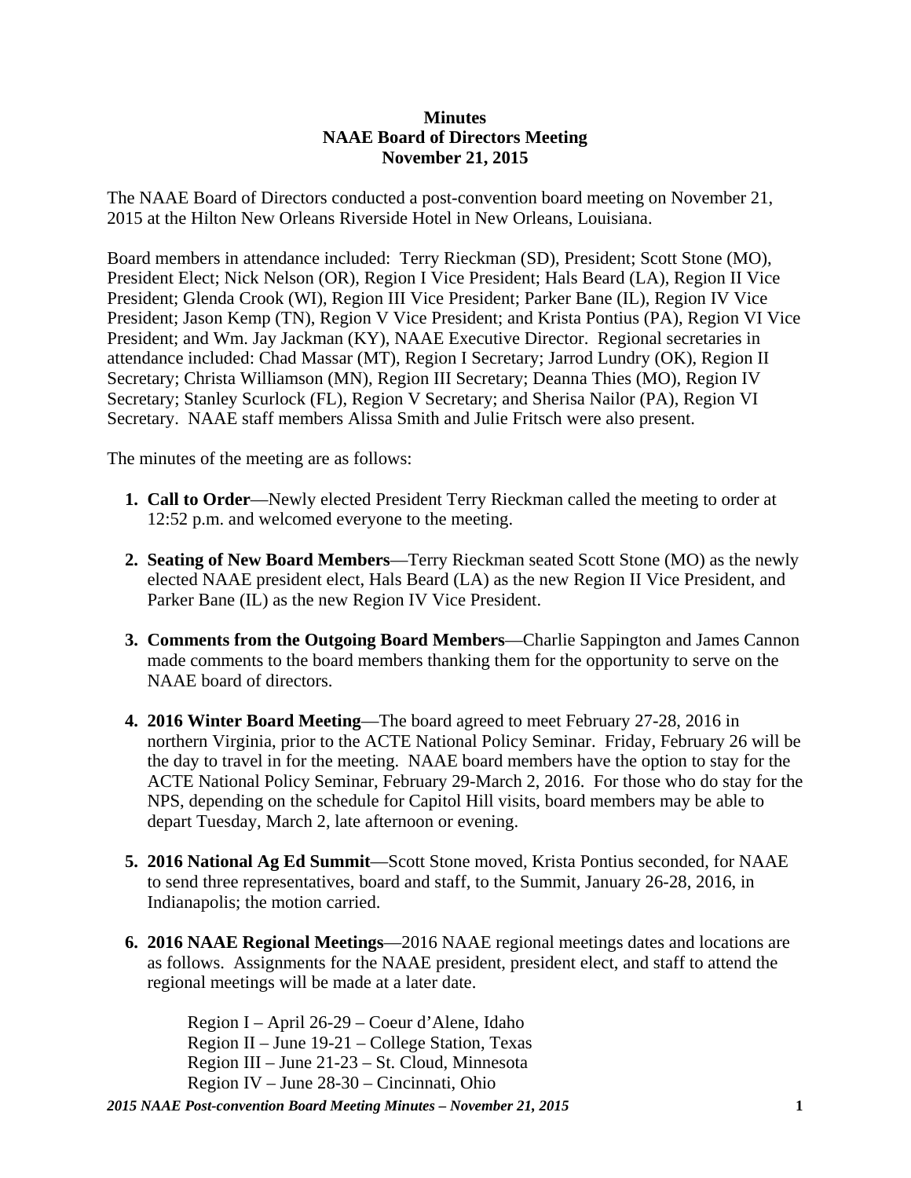**Minutes**
**NAAE Board of Directors Meeting**
**November 21, 2015**

The NAAE Board of Directors conducted a post-convention board meeting on November 21, 2015 at the Hilton New Orleans Riverside Hotel in New Orleans, Louisiana.

Board members in attendance included: Terry Rieckman (SD), President; Scott Stone (MO), President Elect; Nick Nelson (OR), Region I Vice President; Hals Beard (LA), Region II Vice President; Glenda Crook (WI), Region III Vice President; Parker Bane (IL), Region IV Vice President; Jason Kemp (TN), Region V Vice President; and Krista Pontius (PA), Region VI Vice President; and Wm. Jay Jackman (KY), NAAE Executive Director. Regional secretaries in attendance included: Chad Massar (MT), Region I Secretary; Jarrod Lundry (OK), Region II Secretary; Christa Williamson (MN), Region III Secretary; Deanna Thies (MO), Region IV Secretary; Stanley Scurlock (FL), Region V Secretary; and Sherisa Nailor (PA), Region VI Secretary. NAAE staff members Alissa Smith and Julie Fritsch were also present.

The minutes of the meeting are as follows:

1. **Call to Order**—Newly elected President Terry Rieckman called the meeting to order at 12:52 p.m. and welcomed everyone to the meeting.

2. **Seating of New Board Members**—Terry Rieckman seated Scott Stone (MO) as the newly elected NAAE president elect, Hals Beard (LA) as the new Region II Vice President, and Parker Bane (IL) as the new Region IV Vice President.

3. **Comments from the Outgoing Board Members**—Charlie Sappington and James Cannon made comments to the board members thanking them for the opportunity to serve on the NAAE board of directors.

4. **2016 Winter Board Meeting**—The board agreed to meet February 27-28, 2016 in northern Virginia, prior to the ACTE National Policy Seminar. Friday, February 26 will be the day to travel in for the meeting. NAAE board members have the option to stay for the ACTE National Policy Seminar, February 29-March 2, 2016. For those who do stay for the NPS, depending on the schedule for Capitol Hill visits, board members may be able to depart Tuesday, March 2, late afternoon or evening.

5. **2016 National Ag Ed Summit**—Scott Stone moved, Krista Pontius seconded, for NAAE to send three representatives, board and staff, to the Summit, January 26-28, 2016, in Indianapolis; the motion carried.

6. **2016 NAAE Regional Meetings**—2016 NAAE regional meetings dates and locations are as follows. Assignments for the NAAE president, president elect, and staff to attend the regional meetings will be made at a later date.

   Region I – April 26-29 – Coeur d'Alene, Idaho
   Region II – June 19-21 – College Station, Texas
   Region III – June 21-23 – St. Cloud, Minnesota
   Region IV – June 28-30 – Cincinnati, Ohio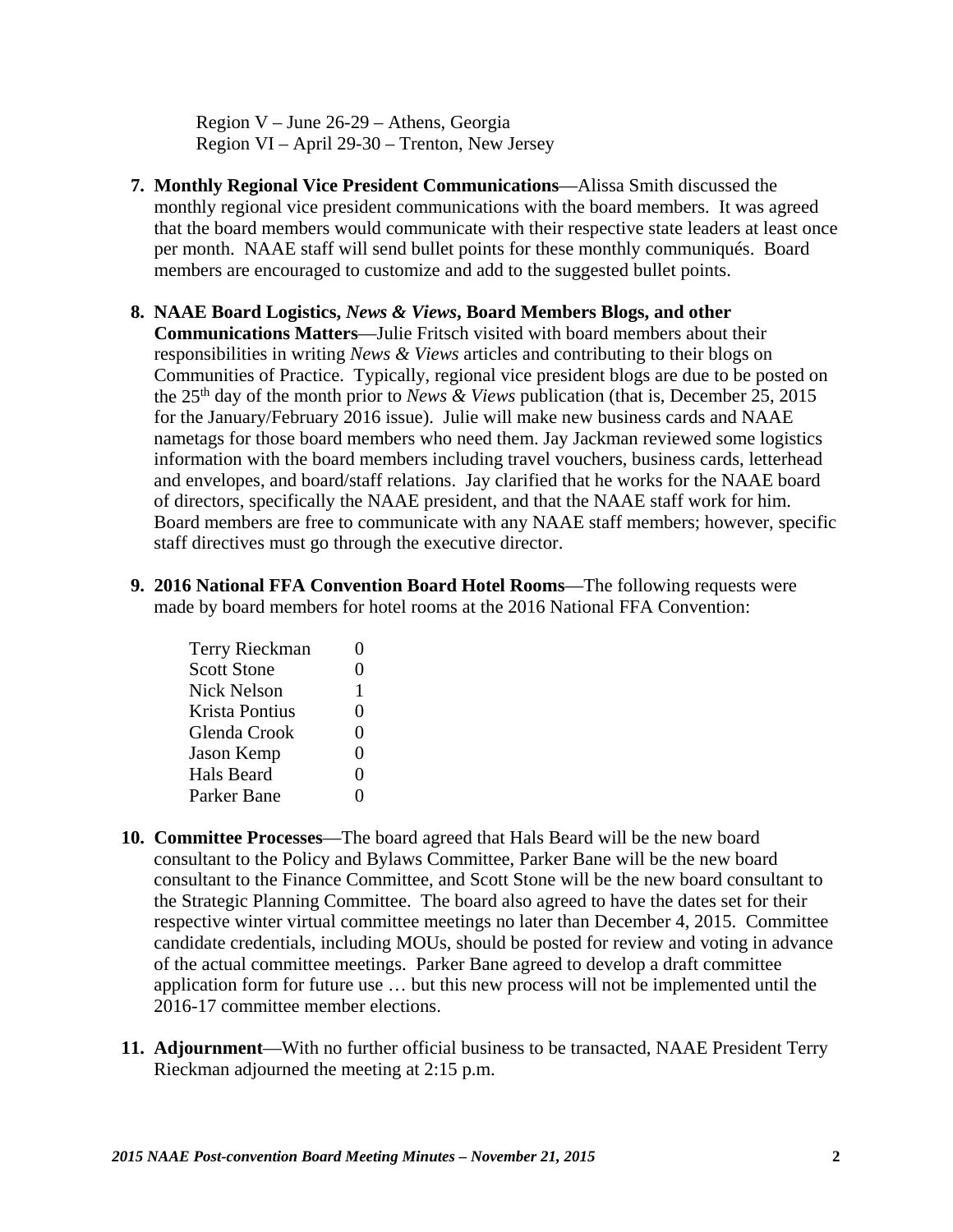Region V – June 26-29 – Athens, Georgia
Region VI – April 29-30 – Trenton, New Jersey

7. **Monthly Regional Vice President Communications**—Alissa Smith discussed the monthly regional vice president communications with the board members. It was agreed that the board members would communicate with their respective state leaders at least once per month. NAAE staff will send bullet points for these monthly communiqués. Board members are encouraged to customize and add to the suggested bullet points.

8. **NAAE Board Logistics, *News & Views*, Board Members Blogs, and other Communications Matters**—Julie Fritsch visited with board members about their responsibilities in writing *News & Views* articles and contributing to their blogs on Communities of Practice. Typically, regional vice president blogs are due to be posted on the 25th day of the month prior to *News & Views* publication (that is, December 25, 2015 for the January/February 2016 issue). Julie will make new business cards and NAAE nametags for those board members who need them. Jay Jackman reviewed some logistics information with the board members including travel vouchers, business cards, letterhead and envelopes, and board/staff relations. Jay clarified that he works for the NAAE board of directors, specifically the NAAE president, and that the NAAE staff work for him. Board members are free to communicate with any NAAE staff members; however, specific staff directives must go through the executive director.

9. **2016 National FFA Convention Board Hotel Rooms**—The following requests were made by board members for hotel rooms at the 2016 National FFA Convention:

| | |
|---|---|
| Terry Rieckman | 0 |
| Scott Stone | 0 |
| Nick Nelson | 1 |
| Krista Pontius | 0 |
| Glenda Crook | 0 |
| Jason Kemp | 0 |
| Hals Beard | 0 |
| Parker Bane | 0 |

10. **Committee Processes**—The board agreed that Hals Beard will be the new board consultant to the Policy and Bylaws Committee, Parker Bane will be the new board consultant to the Finance Committee, and Scott Stone will be the new board consultant to the Strategic Planning Committee. The board also agreed to have the dates set for their respective winter virtual committee meetings no later than December 4, 2015. Committee candidate credentials, including MOUs, should be posted for review and voting in advance of the actual committee meetings. Parker Bane agreed to develop a draft committee application form for future use … but this new process will not be implemented until the 2016-17 committee member elections.

11. **Adjournment**—With no further official business to be transacted, NAAE President Terry Rieckman adjourned the meeting at 2:15 p.m.